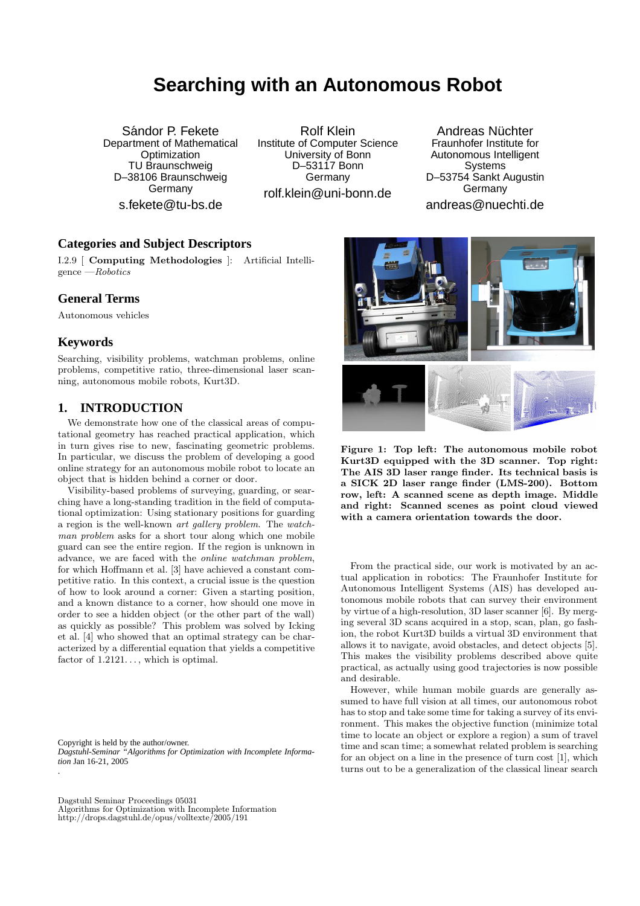# Searching with an Autonomous Robot

Sándor P. Fekete
Department of Mathematical Optimization
TU Braunschweig
D–38106 Braunschweig
Germany
s.fekete@tu-bs.de

Rolf Klein
Institute of Computer Science
University of Bonn
D–53117 Bonn
Germany
rolf.klein@uni-bonn.de

Andreas Nüchter
Fraunhofer Institute for Autonomous Intelligent Systems
D–53754 Sankt Augustin
Germany
andreas@nuechti.de

## Categories and Subject Descriptors

I.2.9 [ **Computing Methodologies** ]: Artificial Intelligence —*Robotics*

## General Terms

Autonomous vehicles

## Keywords

Searching, visibility problems, watchman problems, online problems, competitive ratio, three-dimensional laser scanning, autonomous mobile robots, Kurt3D.

## 1. INTRODUCTION

We demonstrate how one of the classical areas of computational geometry has reached practical application, which in turn gives rise to new, fascinating geometric problems. In particular, we discuss the problem of developing a good online strategy for an autonomous mobile robot to locate an object that is hidden behind a corner or door.

Visibility-based problems of surveying, guarding, or searching have a long-standing tradition in the field of computational optimization: Using stationary positions for guarding a region is the well-known *art gallery problem*. The *watchman problem* asks for a short tour along which one mobile guard can see the entire region. If the region is unknown in advance, we are faced with the *online watchman problem*, for which Hoffmann et al. [3] have achieved a constant competitive ratio. In this context, a crucial issue is the question of how to look around a corner: Given a starting position, and a known distance to a corner, how should one move in order to see a hidden object (or the other part of the wall) as quickly as possible? This problem was solved by Icking et al. [4] who showed that an optimal strategy can be characterized by a differential equation that yields a competitive factor of 1.2121..., which is optimal.

Copyright is held by the author/owner.
*Dagstuhl-Seminar "Algorithms for Optimization with Incomplete Information* Jan 16-21, 2005

Dagstuhl Seminar Proceedings 05031
Algorithms for Optimization with Incomplete Information
http://drops.dagstuhl.de/opus/volltexte/2005/191

**Figure 1: Top left: The autonomous mobile robot Kurt3D equipped with the 3D scanner. Top right: The AIS 3D laser range finder. Its technical basis is a SICK 2D laser range finder (LMS-200). Bottom row, left: A scanned scene as depth image. Middle and right: Scanned scenes as point cloud viewed with a camera orientation towards the door.**

From the practical side, our work is motivated by an actual application in robotics: The Fraunhofer Institute for Autonomous Intelligent Systems (AIS) has developed autonomous mobile robots that can survey their environment by virtue of a high-resolution, 3D laser scanner [6]. By merging several 3D scans acquired in a stop, scan, plan, go fashion, the robot Kurt3D builds a virtual 3D environment that allows it to navigate, avoid obstacles, and detect objects [5]. This makes the visibility problems described above quite practical, as actually using good trajectories is now possible and desirable.

However, while human mobile guards are generally assumed to have full vision at all times, our autonomous robot has to stop and take some time for taking a survey of its environment. This makes the objective function (minimize total time to locate an object or explore a region) a sum of travel time and scan time; a somewhat related problem is searching for an object on a line in the presence of turn cost [1], which turns out to be a generalization of the classical linear search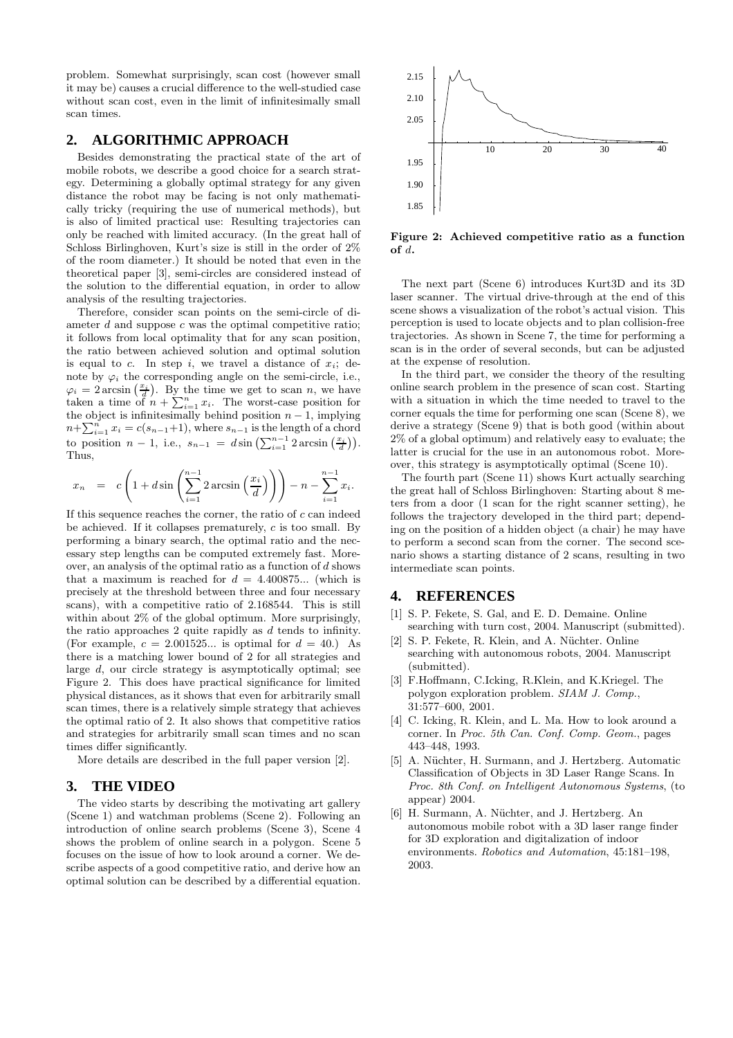problem. Somewhat surprisingly, scan cost (however small it may be) causes a crucial difference to the well-studied case without scan cost, even in the limit of infinitesimally small scan times.

## 2. ALGORITHMIC APPROACH

Besides demonstrating the practical state of the art of mobile robots, we describe a good choice for a search strategy. Determining a globally optimal strategy for any given distance the robot may be facing is not only mathematically tricky (requiring the use of numerical methods), but is also of limited practical use: Resulting trajectories can only be reached with limited accuracy. (In the great hall of Schloss Birlinghoven, Kurt's size is still in the order of 2% of the room diameter.) It should be noted that even in the theoretical paper [3], semi-circles are considered instead of the solution to the differential equation, in order to allow analysis of the resulting trajectories.

Therefore, consider scan points on the semi-circle of diameter $d$ and suppose $c$ was the optimal competitive ratio; it follows from local optimality that for any scan position, the ratio between achieved solution and optimal solution is equal to $c$. In step $i$, we travel a distance of $x_i$; denote by $\varphi_i$ the corresponding angle on the semi-circle, i.e., $\varphi_i = 2\arcsin\left(\frac{x_i}{d}\right)$. By the time we get to scan $n$, we have taken a time of $n + \sum_{i=1}^{n} x_i$. The worst-case position for the object is infinitesimally behind position $n-1$, implying $n+\sum_{i=1}^{n} x_i = c(s_{n-1}+1)$, where $s_{n-1}$ is the length of a chord to position $n-1$, i.e., $s_{n-1} = d\sin\left(\sum_{i=1}^{n-1} 2\arcsin\left(\frac{x_i}{d}\right)\right)$. Thus,

$$x_n = c\left(1 + d\sin\left(\sum_{i=1}^{n-1} 2\arcsin\left(\frac{x_i}{d}\right)\right)\right) - n - \sum_{i=1}^{n-1} x_i.$$

If this sequence reaches the corner, the ratio of $c$ can indeed be achieved. If it collapses prematurely, $c$ is too small. By performing a binary search, the optimal ratio and the necessary step lengths can be computed extremely fast. Moreover, an analysis of the optimal ratio as a function of $d$ shows that a maximum is reached for $d = 4.400875...$ (which is precisely at the threshold between three and four necessary scans), with a competitive ratio of 2.168544. This is still within about 2% of the global optimum. More surprisingly, the ratio approaches 2 quite rapidly as $d$ tends to infinity. (For example, $c = 2.001525...$ is optimal for $d = 40$.) As there is a matching lower bound of 2 for all strategies and large $d$, our circle strategy is asymptotically optimal; see Figure 2. This does have practical significance for limited physical distances, as it shows that even for arbitrarily small scan times, there is a relatively simple strategy that achieves the optimal ratio of 2. It also shows that competitive ratios and strategies for arbitrarily small scan times and no scan times differ significantly.

More details are described in the full paper version [2].

## 3. THE VIDEO

The video starts by describing the motivating art gallery (Scene 1) and watchman problems (Scene 2). Following an introduction of online search problems (Scene 3), Scene 4 shows the problem of online search in a polygon. Scene 5 focuses on the issue of how to look around a corner. We describe aspects of a good competitive ratio, and derive how an optimal solution can be described by a differential equation.

2.15
2.10
2.05
1.95
1.90
1.85
10
20
30
40

**Figure 2: Achieved competitive ratio as a function of $d$.**

The next part (Scene 6) introduces Kurt3D and its 3D laser scanner. The virtual drive-through at the end of this scene shows a visualization of the robot's actual vision. This perception is used to locate objects and to plan collision-free trajectories. As shown in Scene 7, the time for performing a scan is in the order of several seconds, but can be adjusted at the expense of resolution.

In the third part, we consider the theory of the resulting online search problem in the presence of scan cost. Starting with a situation in which the time needed to travel to the corner equals the time for performing one scan (Scene 8), we derive a strategy (Scene 9) that is both good (within about 2% of a global optimum) and relatively easy to evaluate; the latter is crucial for the use in an autonomous robot. Moreover, this strategy is asymptotically optimal (Scene 10).

The fourth part (Scene 11) shows Kurt actually searching the great hall of Schloss Birlinghoven: Starting about 8 meters from a door (1 scan for the right scanner setting), he follows the trajectory developed in the third part; depending on the position of a hidden object (a chair) he may have to perform a second scan from the corner. The second scenario shows a starting distance of 2 scans, resulting in two intermediate scan points.

## 4. REFERENCES

[1] S. P. Fekete, S. Gal, and E. D. Demaine. Online searching with turn cost, 2004. Manuscript (submitted).

[2] S. P. Fekete, R. Klein, and A. Nüchter. Online searching with autonomous robots, 2004. Manuscript (submitted).

[3] F.Hoffmann, C.Icking, R.Klein, and K.Kriegel. The polygon exploration problem. *SIAM J. Comp.*, 31:577–600, 2001.

[4] C. Icking, R. Klein, and L. Ma. How to look around a corner. In *Proc. 5th Can. Conf. Comp. Geom.*, pages 443–448, 1993.

[5] A. Nüchter, H. Surmann, and J. Hertzberg. Automatic Classification of Objects in 3D Laser Range Scans. In *Proc. 8th Conf. on Intelligent Autonomous Systems*, (to appear) 2004.

[6] H. Surmann, A. Nüchter, and J. Hertzberg. An autonomous mobile robot with a 3D laser range finder for 3D exploration and digitalization of indoor environments. *Robotics and Automation*, 45:181–198, 2003.